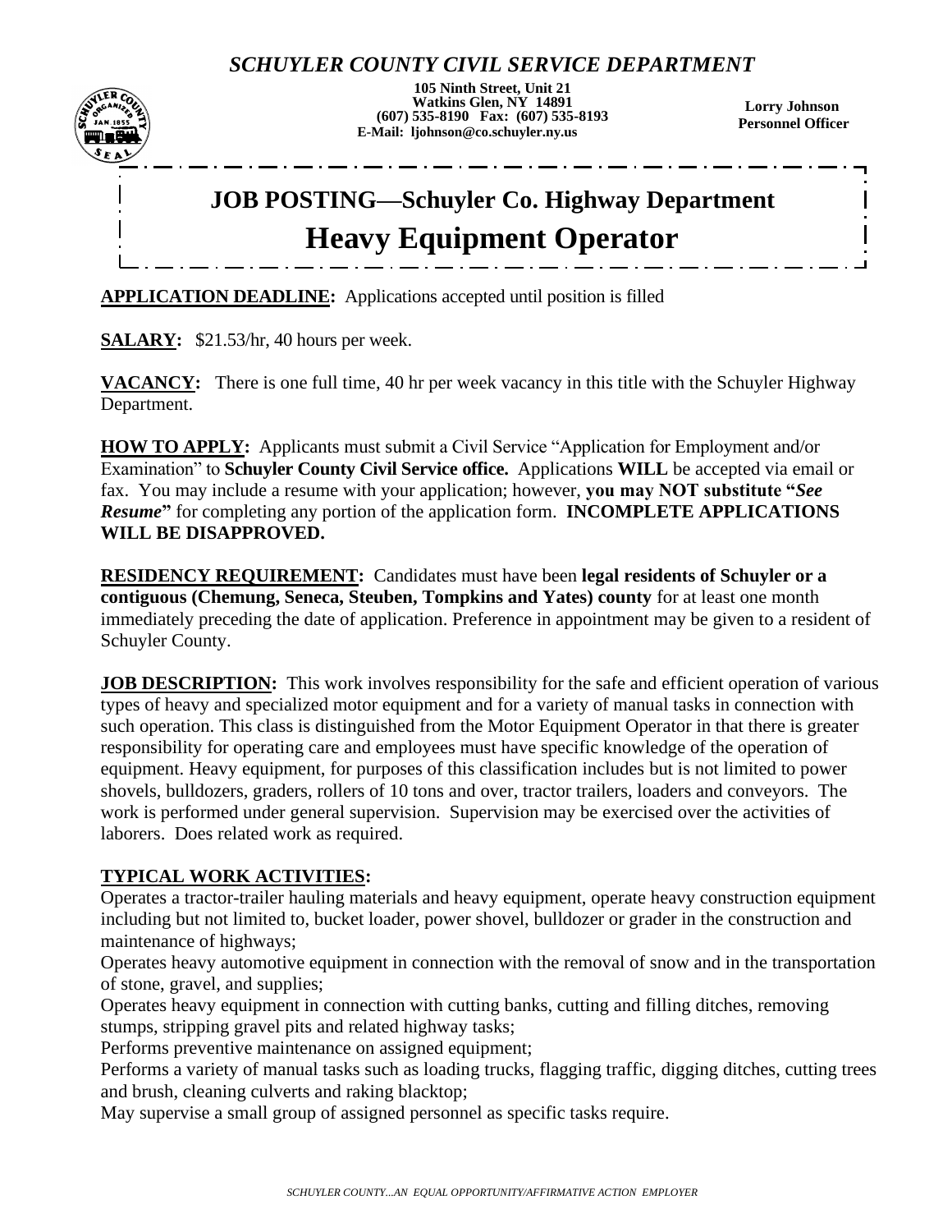*SCHUYLER COUNTY CIVIL SERVICE DEPARTMENT*

**105 Ninth Street, Unit 21**
**Watkins Glen, NY 14891**
**(607) 535-8190 Fax: (607) 535-8193**
**E-Mail: ljohnson@co.schuyler.ny.us**

**Lorry Johnson**
**Personnel Officer**

# JOB POSTING—Schuyler Co. Highway Department

# Heavy Equipment Operator

**APPLICATION DEADLINE:** Applications accepted until position is filled

**SALARY:** $21.53/hr, 40 hours per week.

**VACANCY:** There is one full time, 40 hr per week vacancy in this title with the Schuyler Highway Department.

**HOW TO APPLY:** Applicants must submit a Civil Service "Application for Employment and/or Examination" to **Schuyler County Civil Service office.** Applications **WILL** be accepted via email or fax. You may include a resume with your application; however, **you may NOT substitute "*See Resume*"** for completing any portion of the application form. **INCOMPLETE APPLICATIONS WILL BE DISAPPROVED.**

**RESIDENCY REQUIREMENT:** Candidates must have been **legal residents of Schuyler or a contiguous (Chemung, Seneca, Steuben, Tompkins and Yates) county** for at least one month immediately preceding the date of application. Preference in appointment may be given to a resident of Schuyler County.

**JOB DESCRIPTION:** This work involves responsibility for the safe and efficient operation of various types of heavy and specialized motor equipment and for a variety of manual tasks in connection with such operation. This class is distinguished from the Motor Equipment Operator in that there is greater responsibility for operating care and employees must have specific knowledge of the operation of equipment. Heavy equipment, for purposes of this classification includes but is not limited to power shovels, bulldozers, graders, rollers of 10 tons and over, tractor trailers, loaders and conveyors. The work is performed under general supervision. Supervision may be exercised over the activities of laborers. Does related work as required.

**TYPICAL WORK ACTIVITIES:**

Operates a tractor-trailer hauling materials and heavy equipment, operate heavy construction equipment including but not limited to, bucket loader, power shovel, bulldozer or grader in the construction and maintenance of highways;

Operates heavy automotive equipment in connection with the removal of snow and in the transportation of stone, gravel, and supplies;

Operates heavy equipment in connection with cutting banks, cutting and filling ditches, removing stumps, stripping gravel pits and related highway tasks;

Performs preventive maintenance on assigned equipment;

Performs a variety of manual tasks such as loading trucks, flagging traffic, digging ditches, cutting trees and brush, cleaning culverts and raking blacktop;

May supervise a small group of assigned personnel as specific tasks require.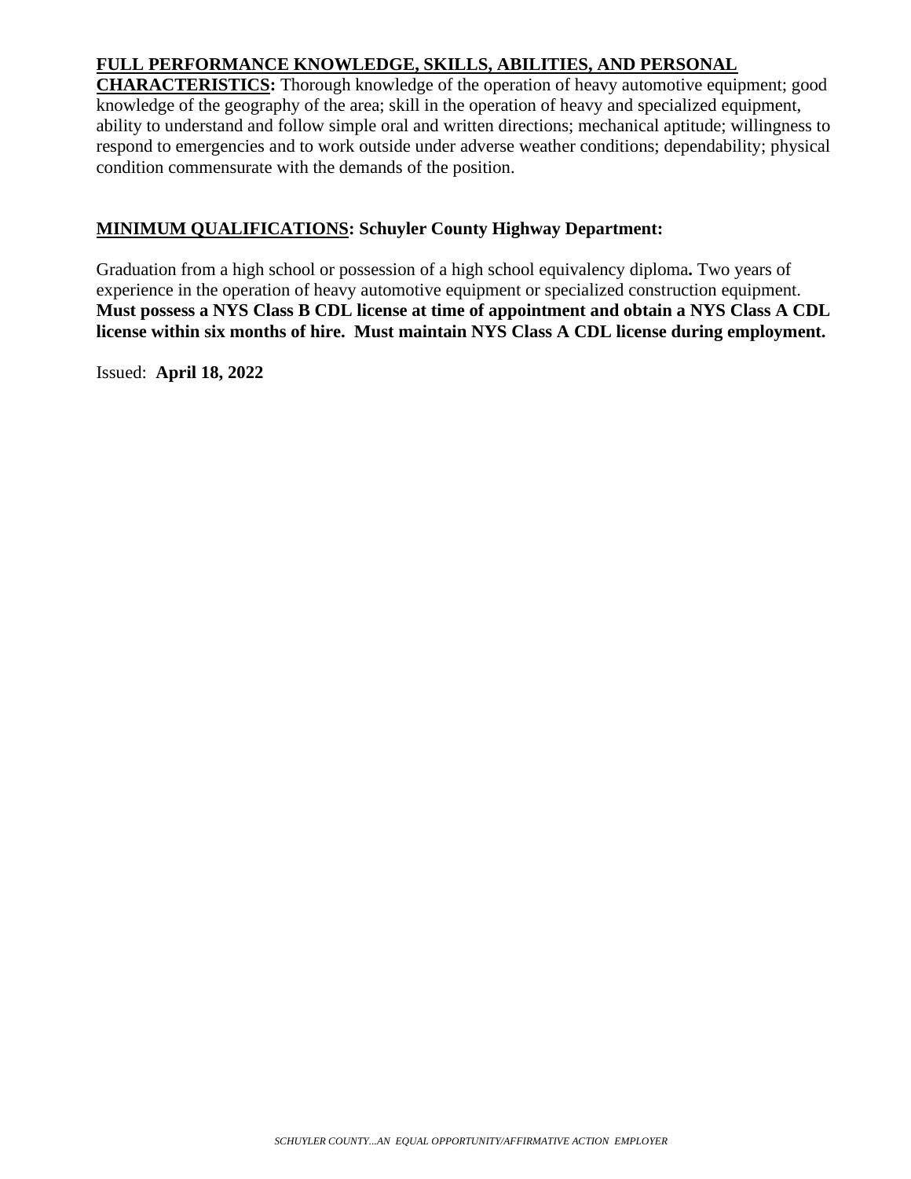**FULL PERFORMANCE KNOWLEDGE, SKILLS, ABILITIES, AND PERSONAL CHARACTERISTICS:** Thorough knowledge of the operation of heavy automotive equipment; good knowledge of the geography of the area; skill in the operation of heavy and specialized equipment, ability to understand and follow simple oral and written directions; mechanical aptitude; willingness to respond to emergencies and to work outside under adverse weather conditions; dependability; physical condition commensurate with the demands of the position.

**MINIMUM QUALIFICATIONS: Schuyler County Highway Department:**

Graduation from a high school or possession of a high school equivalency diploma**.** Two years of experience in the operation of heavy automotive equipment or specialized construction equipment. **Must possess a NYS Class B CDL license at time of appointment and obtain a NYS Class A CDL license within six months of hire. Must maintain NYS Class A CDL license during employment.**

Issued: **April 18, 2022**

*SCHUYLER COUNTY...AN EQUAL OPPORTUNITY/AFFIRMATIVE ACTION EMPLOYER*